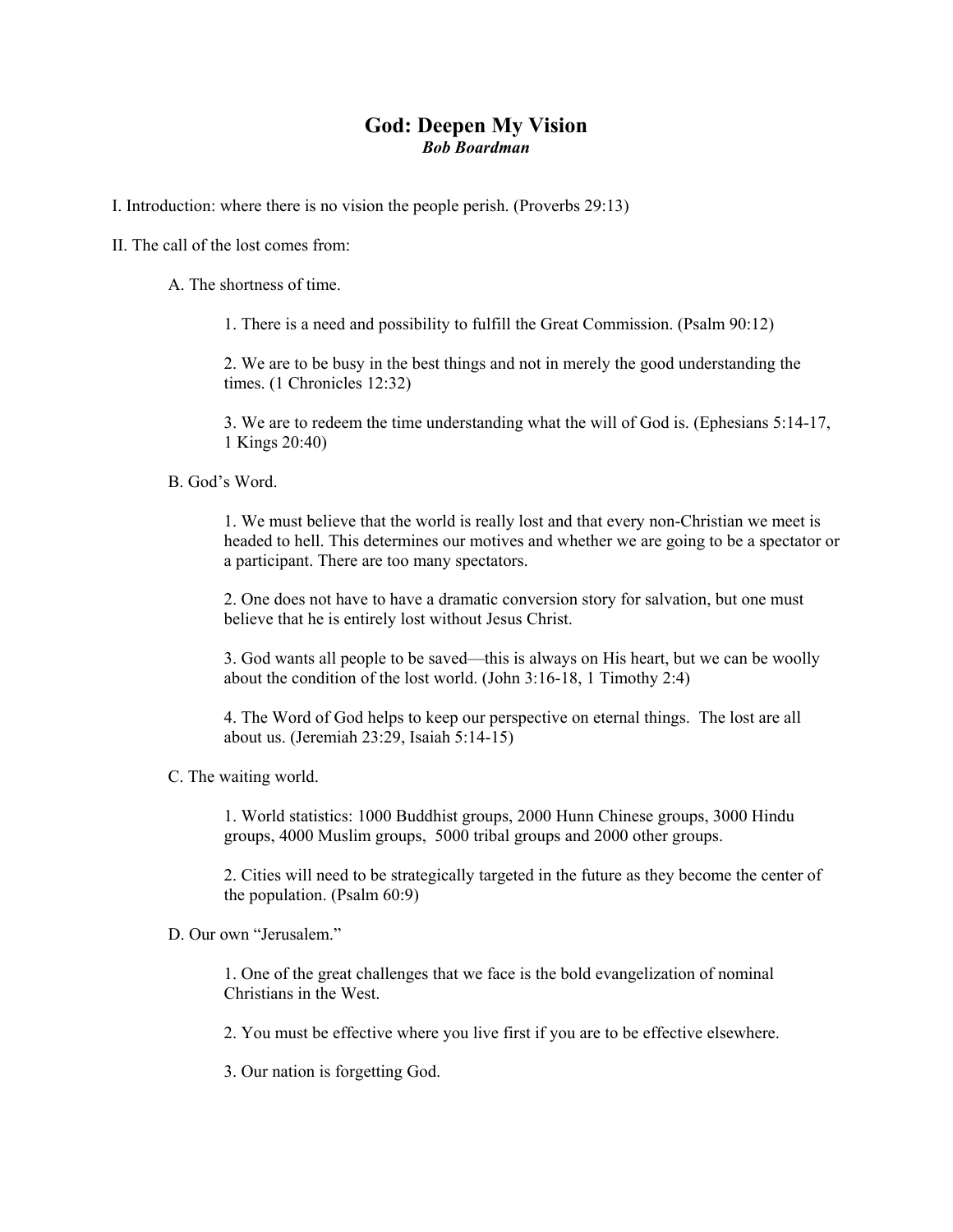# God: Deepen My Vision

***Bob Boardman***

I. Introduction: where there is no vision the people perish. (Proverbs 29:13)

II. The call of the lost comes from:

A. The shortness of time.

1. There is a need and possibility to fulfill the Great Commission. (Psalm 90:12)

2. We are to be busy in the best things and not in merely the good understanding the times. (1 Chronicles 12:32)

3. We are to redeem the time understanding what the will of God is. (Ephesians 5:14-17, 1 Kings 20:40)

B. God's Word.

1. We must believe that the world is really lost and that every non-Christian we meet is headed to hell. This determines our motives and whether we are going to be a spectator or a participant. There are too many spectators.

2. One does not have to have a dramatic conversion story for salvation, but one must believe that he is entirely lost without Jesus Christ.

3. God wants all people to be saved—this is always on His heart, but we can be woolly about the condition of the lost world. (John 3:16-18, 1 Timothy 2:4)

4. The Word of God helps to keep our perspective on eternal things. The lost are all about us. (Jeremiah 23:29, Isaiah 5:14-15)

C. The waiting world.

1. World statistics: 1000 Buddhist groups, 2000 Hunn Chinese groups, 3000 Hindu groups, 4000 Muslim groups, 5000 tribal groups and 2000 other groups.

2. Cities will need to be strategically targeted in the future as they become the center of the population. (Psalm 60:9)

D. Our own "Jerusalem."

1. One of the great challenges that we face is the bold evangelization of nominal Christians in the West.

2. You must be effective where you live first if you are to be effective elsewhere.

3. Our nation is forgetting God.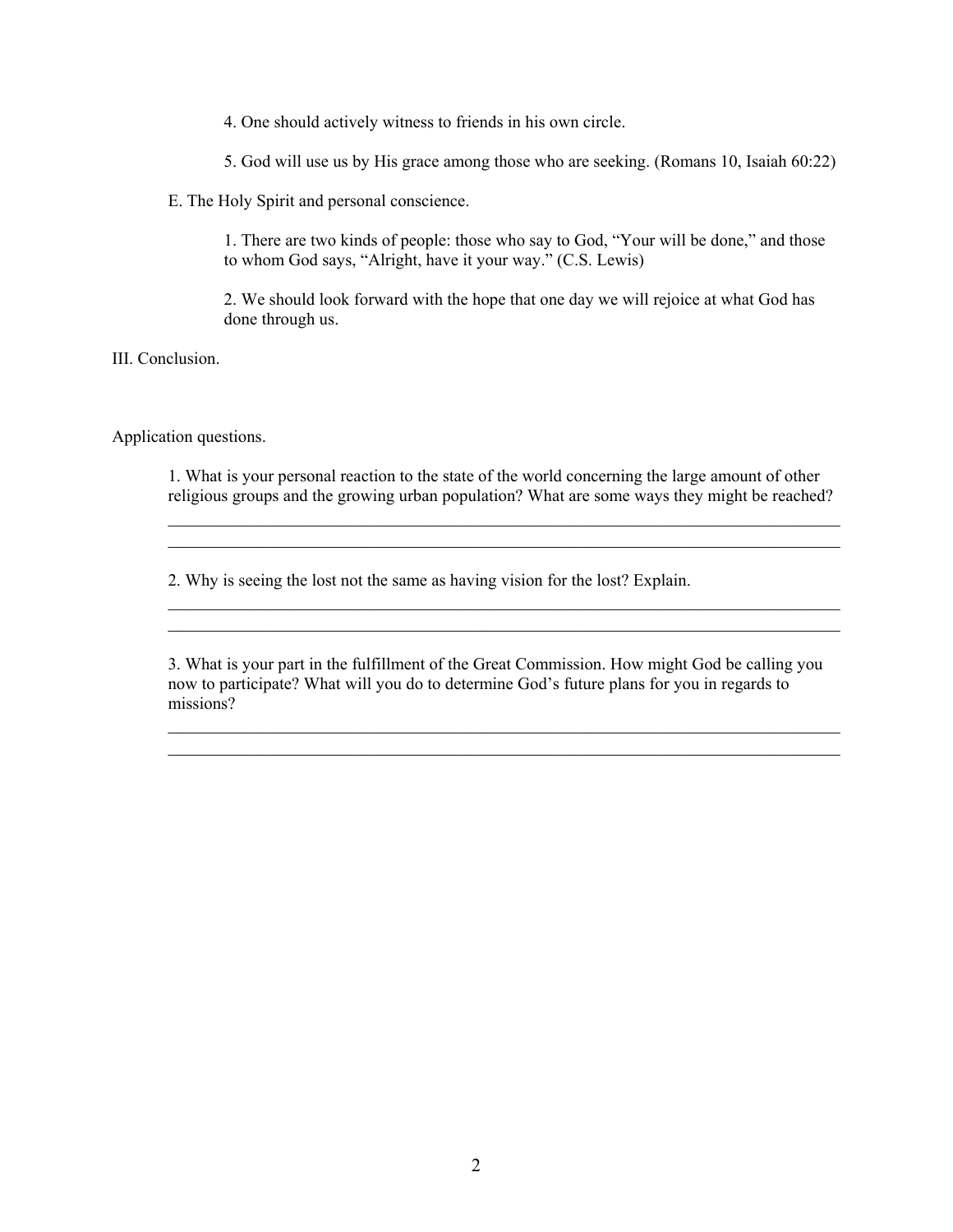4. One should actively witness to friends in his own circle.

5. God will use us by His grace among those who are seeking. (Romans 10, Isaiah 60:22)

E. The Holy Spirit and personal conscience.

1. There are two kinds of people: those who say to God, “Your will be done,” and those to whom God says, “Alright, have it your way.” (C.S. Lewis)

2. We should look forward with the hope that one day we will rejoice at what God has done through us.

III. Conclusion.

Application questions.

1. What is your personal reaction to the state of the world concerning the large amount of other religious groups and the growing urban population? What are some ways they might be reached?

___________________________________________________________________________

___________________________________________________________________________

2. Why is seeing the lost not the same as having vision for the lost? Explain.

___________________________________________________________________________

___________________________________________________________________________

3. What is your part in the fulfillment of the Great Commission. How might God be calling you now to participate? What will you do to determine God’s future plans for you in regards to missions?

___________________________________________________________________________

___________________________________________________________________________